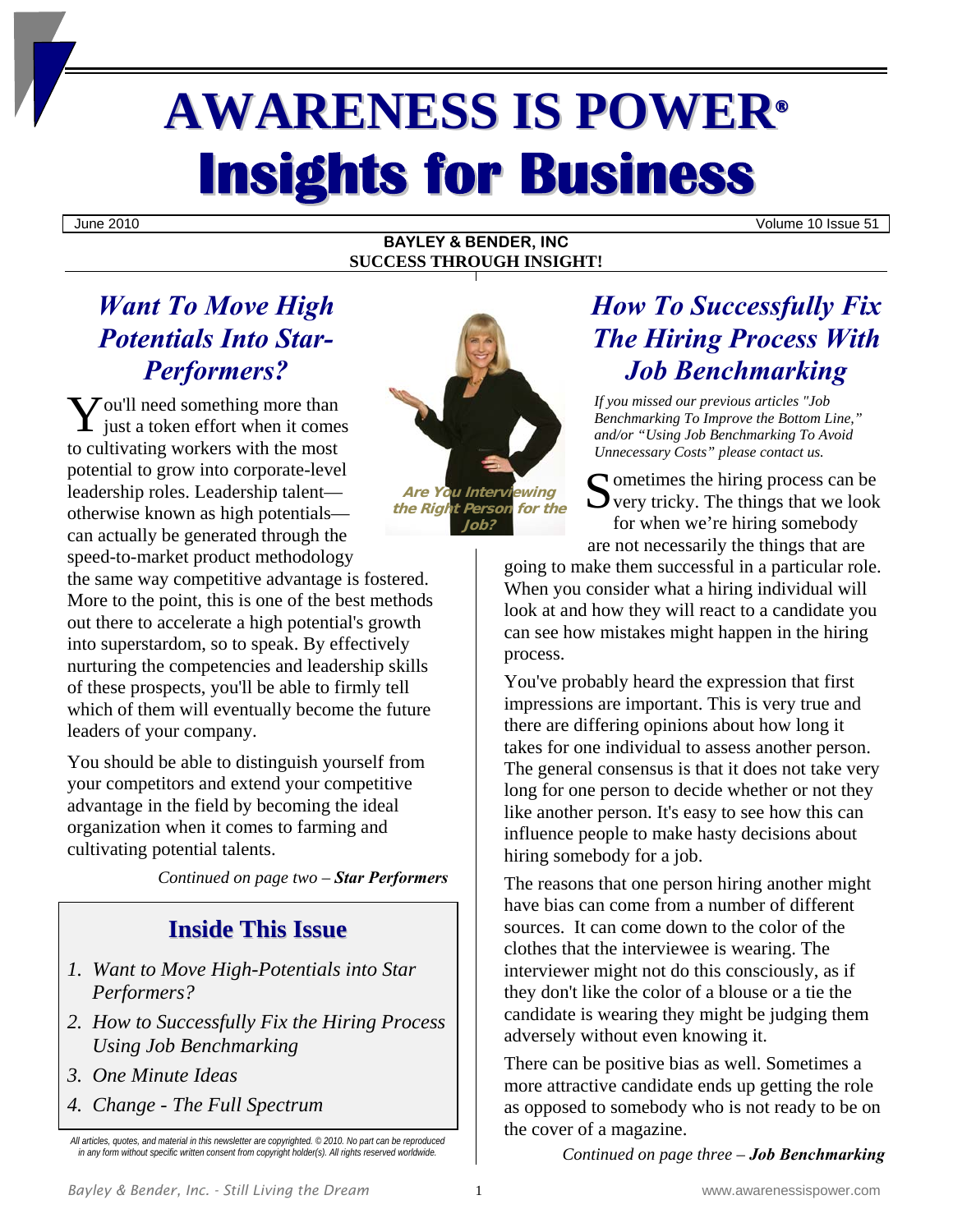# AWARENESS IS POWER®

# Insights for Business

June 2010 | Volume 10 Issue 51

**BAYLEY & BENDER, INC**
**SUCCESS THROUGH INSIGHT!**

## *Want To Move High Potentials Into Star-Performers?*

You'll need something more than just a token effort when it comes to cultivating workers with the most potential to grow into corporate-level leadership roles. Leadership talent—otherwise known as high potentials—can actually be generated through the speed-to-market product methodology the same way competitive advantage is fostered. More to the point, this is one of the best methods out there to accelerate a high potential's growth into superstardom, so to speak. By effectively nurturing the competencies and leadership skills of these prospects, you'll be able to firmly tell which of them will eventually become the future leaders of your company.

You should be able to distinguish yourself from your competitors and extend your competitive advantage in the field by becoming the ideal organization when it comes to farming and cultivating potential talents.

*Continued on page two – **Star Performers***

### Inside This Issue

1. *Want to Move High-Potentials into Star Performers?*
2. *How to Successfully Fix the Hiring Process Using Job Benchmarking*
3. *One Minute Ideas*
4. *Change - The Full Spectrum*

*All articles, quotes, and material in this newsletter are copyrighted. © 2010. No part can be reproduced in any form without specific written consent from copyright holder(s). All rights reserved worldwide.*

***Are You Interviewing the Right Person for the Job?***

## *How To Successfully Fix The Hiring Process With Job Benchmarking*

*If you missed our previous articles "Job Benchmarking To Improve the Bottom Line," and/or "Using Job Benchmarking To Avoid Unnecessary Costs" please contact us.*

Sometimes the hiring process can be very tricky. The things that we look for when we're hiring somebody are not necessarily the things that are going to make them successful in a particular role. When you consider what a hiring individual will look at and how they will react to a candidate you can see how mistakes might happen in the hiring process.

You've probably heard the expression that first impressions are important. This is very true and there are differing opinions about how long it takes for one individual to assess another person. The general consensus is that it does not take very long for one person to decide whether or not they like another person. It's easy to see how this can influence people to make hasty decisions about hiring somebody for a job.

The reasons that one person hiring another might have bias can come from a number of different sources. It can come down to the color of the clothes that the interviewee is wearing. The interviewer might not do this consciously, as if they don't like the color of a blouse or a tie the candidate is wearing they might be judging them adversely without even knowing it.

There can be positive bias as well. Sometimes a more attractive candidate ends up getting the role as opposed to somebody who is not ready to be on the cover of a magazine.

*Continued on page three – **Job Benchmarking***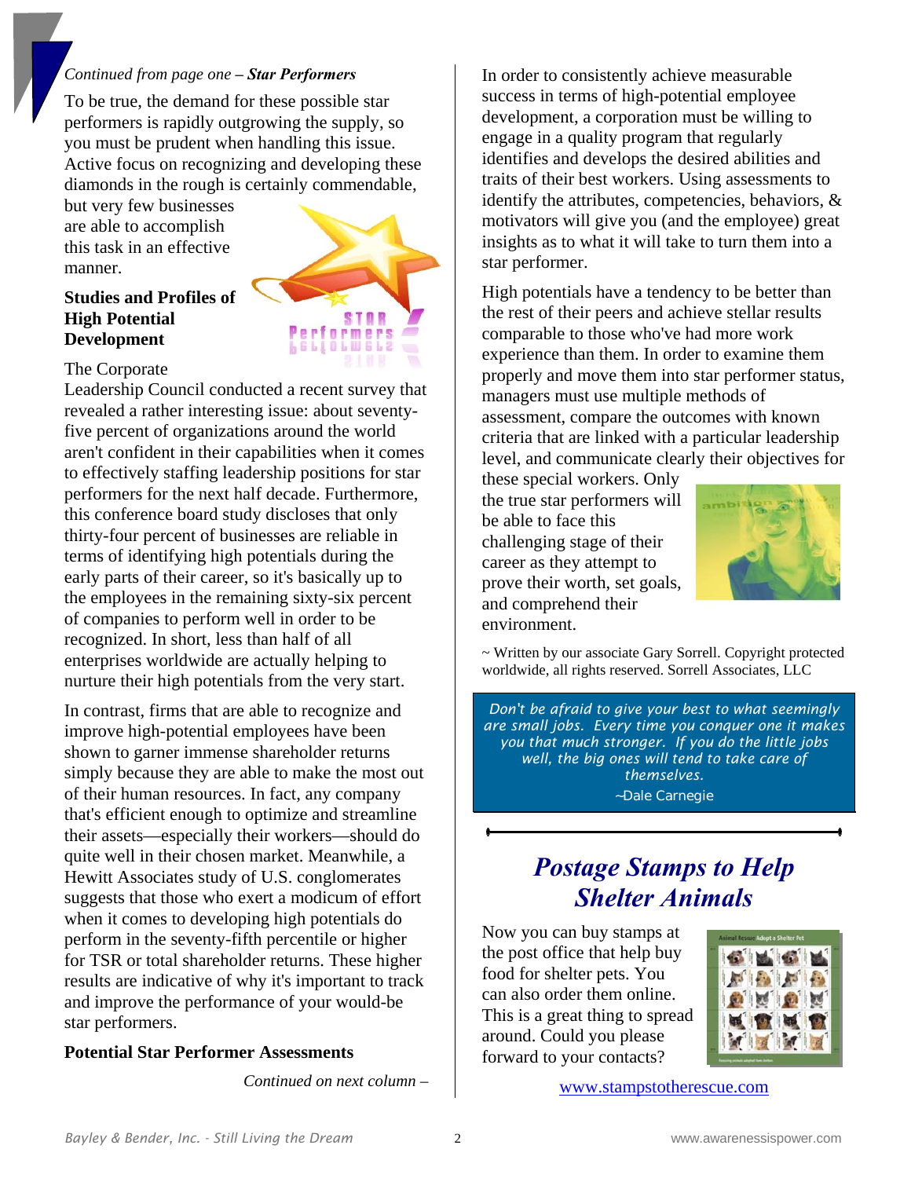*Continued from page one – **Star Performers***

To be true, the demand for these possible star performers is rapidly outgrowing the supply, so you must be prudent when handling this issue. Active focus on recognizing and developing these diamonds in the rough is certainly commendable, but very few businesses are able to accomplish this task in an effective manner.

**Studies and Profiles of High Potential Development**

The Corporate Leadership Council conducted a recent survey that revealed a rather interesting issue: about seventy-five percent of organizations around the world aren't confident in their capabilities when it comes to effectively staffing leadership positions for star performers for the next half decade. Furthermore, this conference board study discloses that only thirty-four percent of businesses are reliable in terms of identifying high potentials during the early parts of their career, so it's basically up to the employees in the remaining sixty-six percent of companies to perform well in order to be recognized. In short, less than half of all enterprises worldwide are actually helping to nurture their high potentials from the very start.

In contrast, firms that are able to recognize and improve high-potential employees have been shown to garner immense shareholder returns simply because they are able to make the most out of their human resources. In fact, any company that's efficient enough to optimize and streamline their assets—especially their workers—should do quite well in their chosen market. Meanwhile, a Hewitt Associates study of U.S. conglomerates suggests that those who exert a modicum of effort when it comes to developing high potentials do perform in the seventy-fifth percentile or higher for TSR or total shareholder returns. These higher results are indicative of why it's important to track and improve the performance of your would-be star performers.

**Potential Star Performer Assessments**

*Continued on next column –*

In order to consistently achieve measurable success in terms of high-potential employee development, a corporation must be willing to engage in a quality program that regularly identifies and develops the desired abilities and traits of their best workers. Using assessments to identify the attributes, competencies, behaviors, & motivators will give you (and the employee) great insights as to what it will take to turn them into a star performer.

High potentials have a tendency to be better than the rest of their peers and achieve stellar results comparable to those who've had more work experience than them. In order to examine them properly and move them into star performer status, managers must use multiple methods of assessment, compare the outcomes with known criteria that are linked with a particular leadership level, and communicate clearly their objectives for these special workers. Only the true star performers will be able to face this challenging stage of their career as they attempt to prove their worth, set goals, and comprehend their environment.

~ Written by our associate Gary Sorrell. Copyright protected worldwide, all rights reserved. Sorrell Associates, LLC

> *Don't be afraid to give your best to what seemingly are small jobs. Every time you conquer one it makes you that much stronger. If you do the little jobs well, the big ones will tend to take care of themselves.*
>
> ~Dale Carnegie

## *Postage Stamps to Help Shelter Animals*

Now you can buy stamps at the post office that help buy food for shelter pets. You can also order them online. This is a great thing to spread around. Could you please forward to your contacts?

www.stampstotherescue.com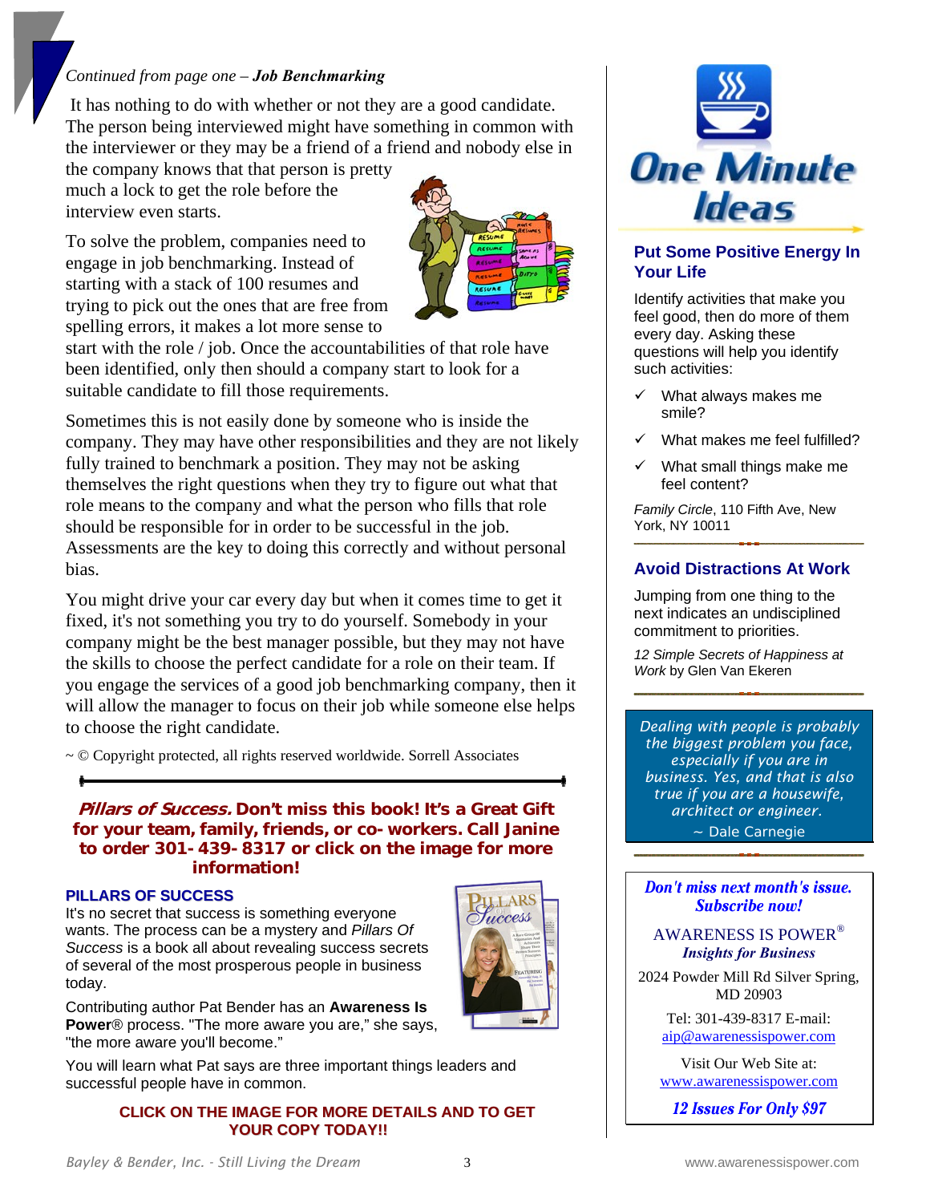*Continued from page one – **Job Benchmarking***

It has nothing to do with whether or not they are a good candidate. The person being interviewed might have something in common with the interviewer or they may be a friend of a friend and nobody else in the company knows that that person is pretty much a lock to get the role before the interview even starts.

To solve the problem, companies need to engage in job benchmarking. Instead of starting with a stack of 100 resumes and trying to pick out the ones that are free from spelling errors, it makes a lot more sense to start with the role / job. Once the accountabilities of that role have been identified, only then should a company start to look for a suitable candidate to fill those requirements.

Sometimes this is not easily done by someone who is inside the company. They may have other responsibilities and they are not likely fully trained to benchmark a position. They may not be asking themselves the right questions when they try to figure out what that role means to the company and what the person who fills that role should be responsible for in order to be successful in the job. Assessments are the key to doing this correctly and without personal bias.

You might drive your car every day but when it comes time to get it fixed, it's not something you try to do yourself. Somebody in your company might be the best manager possible, but they may not have the skills to choose the perfect candidate for a role on their team. If you engage the services of a good job benchmarking company, then it will allow the manager to focus on their job while someone else helps to choose the right candidate.

~ © Copyright protected, all rights reserved worldwide. Sorrell Associates

---

***Pillars of Success.* Don't miss this book! It's a Great Gift for your team, family, friends, or co- workers. Call Janine to order 301- 439- 8317 or click on the image for more information!**

### PILLARS OF SUCCESS

It's no secret that success is something everyone wants. The process can be a mystery and *Pillars Of Success* is a book all about revealing success secrets of several of the most prosperous people in business today.

Contributing author Pat Bender has an **Awareness Is Power**® process. "The more aware you are," she says, "the more aware you'll become."

You will learn what Pat says are three important things leaders and successful people have in common.

**CLICK ON THE IMAGE FOR MORE DETAILS AND TO GET YOUR COPY TODAY!!**

---

# One Minute Ideas

### Put Some Positive Energy In Your Life

Identify activities that make you feel good, then do more of them every day. Asking these questions will help you identify such activities:

- ✓ What always makes me smile?
- ✓ What makes me feel fulfilled?
- ✓ What small things make me feel content?

*Family Circle*, 110 Fifth Ave, New York, NY 10011

### Avoid Distractions At Work

Jumping from one thing to the next indicates an undisciplined commitment to priorities.

*12 Simple Secrets of Happiness at Work* by Glen Van Ekeren

*Dealing with people is probably the biggest problem you face, especially if you are in business. Yes, and that is also true if you are a housewife, architect or engineer.*
~ Dale Carnegie

---

***Don't miss next month's issue. Subscribe now!***

AWARENESS IS POWER®
***Insights for Business***

2024 Powder Mill Rd Silver Spring, MD 20903

Tel: 301-439-8317 E-mail: aip@awarenessispower.com

Visit Our Web Site at: www.awarenessispower.com

***12 Issues For Only $97***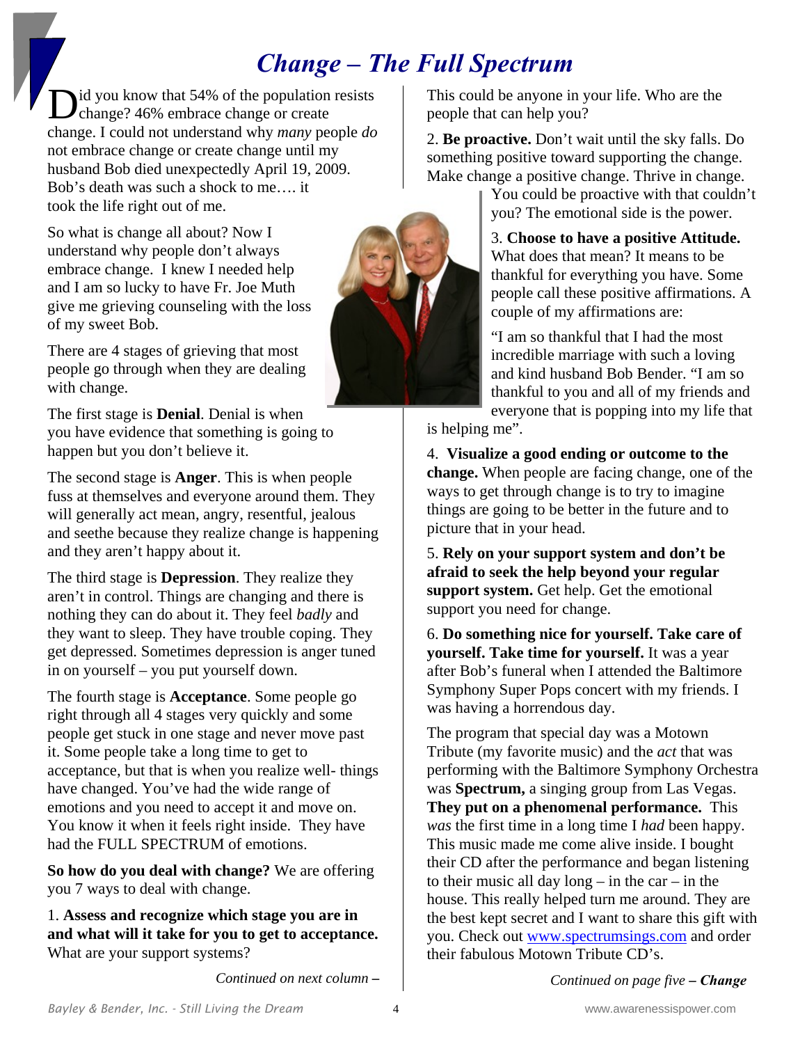# *Change – The Full Spectrum*

Did you know that 54% of the population resists change? 46% embrace change or create change. I could not understand why *many* people *do* not embrace change or create change until my husband Bob died unexpectedly April 19, 2009. Bob's death was such a shock to me…. it took the life right out of me.

So what is change all about? Now I understand why people don't always embrace change. I knew I needed help and I am so lucky to have Fr. Joe Muth give me grieving counseling with the loss of my sweet Bob.

There are 4 stages of grieving that most people go through when they are dealing with change.

The first stage is **Denial**. Denial is when you have evidence that something is going to happen but you don't believe it.

The second stage is **Anger**. This is when people fuss at themselves and everyone around them. They will generally act mean, angry, resentful, jealous and seethe because they realize change is happening and they aren't happy about it.

The third stage is **Depression**. They realize they aren't in control. Things are changing and there is nothing they can do about it. They feel *badly* and they want to sleep. They have trouble coping. They get depressed. Sometimes depression is anger tuned in on yourself – you put yourself down.

The fourth stage is **Acceptance**. Some people go right through all 4 stages very quickly and some people get stuck in one stage and never move past it. Some people take a long time to get to acceptance, but that is when you realize well- things have changed. You've had the wide range of emotions and you need to accept it and move on. You know it when it feels right inside. They have had the FULL SPECTRUM of emotions.

**So how do you deal with change?** We are offering you 7 ways to deal with change.

1. **Assess and recognize which stage you are in and what will it take for you to get to acceptance.** What are your support systems? This could be anyone in your life. Who are the people that can help you?

2. **Be proactive.** Don't wait until the sky falls. Do something positive toward supporting the change. Make change a positive change. Thrive in change. You could be proactive with that couldn't you? The emotional side is the power.

3. **Choose to have a positive Attitude.** What does that mean? It means to be thankful for everything you have. Some people call these positive affirmations. A couple of my affirmations are:

"I am so thankful that I had the most incredible marriage with such a loving and kind husband Bob Bender. "I am so thankful to you and all of my friends and everyone that is popping into my life that is helping me".

4. **Visualize a good ending or outcome to the change.** When people are facing change, one of the ways to get through change is to try to imagine things are going to be better in the future and to picture that in your head.

5. **Rely on your support system and don't be afraid to seek the help beyond your regular support system.** Get help. Get the emotional support you need for change.

6. **Do something nice for yourself. Take care of yourself. Take time for yourself.** It was a year after Bob's funeral when I attended the Baltimore Symphony Super Pops concert with my friends. I was having a horrendous day.

The program that special day was a Motown Tribute (my favorite music) and the *act* that was performing with the Baltimore Symphony Orchestra was **Spectrum,** a singing group from Las Vegas. **They put on a phenomenal performance.** This *was* the first time in a long time I *had* been happy. This music made me come alive inside. I bought their CD after the performance and began listening to their music all day long – in the car – in the house. This really helped turn me around. They are the best kept secret and I want to share this gift with you. Check out www.spectrumsings.com and order their fabulous Motown Tribute CD's.

*Continued on page five* ***– Change***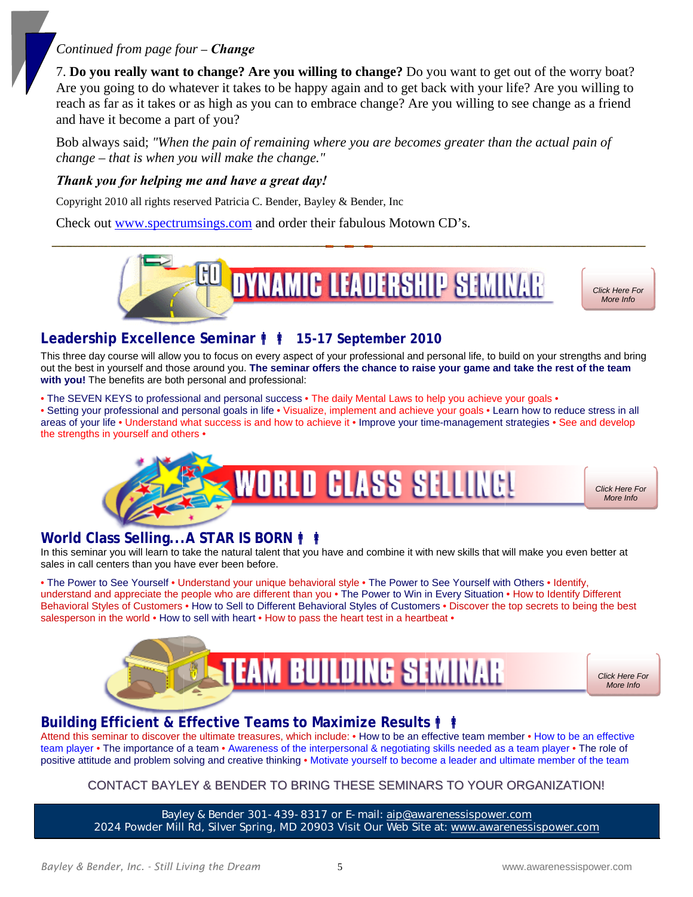*Continued from page four – **Change***

7. **Do you really want to change? Are you willing to change?** Do you want to get out of the worry boat? Are you going to do whatever it takes to be happy again and to get back with your life? Are you willing to reach as far as it takes or as high as you can to embrace change? Are you willing to see change as a friend and have it become a part of you?

Bob always said; *"When the pain of remaining where you are becomes greater than the actual pain of change – that is when you will make the change."*

***Thank you for helping me and have a great day!***

Copyright 2010 all rights reserved Patricia C. Bender, Bayley & Bender, Inc

Check out www.spectrumsings.com and order their fabulous Motown CD's.

---

GO DYNAMIC LEADERSHIP SEMINAR

Click Here For More Info

## Leadership Excellence Seminar 15-17 September 2010

This three day course will allow you to focus on every aspect of your professional and personal life, to build on your strengths and bring out the best in yourself and those around you. **The seminar offers the chance to raise your game and take the rest of the team with you!** The benefits are both personal and professional:

• The SEVEN KEYS to professional and personal success • The daily Mental Laws to help you achieve your goals • • Setting your professional and personal goals in life • Visualize, implement and achieve your goals • Learn how to reduce stress in all areas of your life • Understand what success is and how to achieve it • Improve your time-management strategies • See and develop the strengths in yourself and others •

WORLD CLASS SELLING!

Click Here For More Info

## World Class Selling...A STAR IS BORN

In this seminar you will learn to take the natural talent that you have and combine it with new skills that will make you even better at sales in call centers than you have ever been before.

• The Power to See Yourself • Understand your unique behavioral style • The Power to See Yourself with Others • Identify, understand and appreciate the people who are different than you • The Power to Win in Every Situation • How to Identify Different Behavioral Styles of Customers • How to Sell to Different Behavioral Styles of Customers • Discover the top secrets to being the best salesperson in the world • How to sell with heart • How to pass the heart test in a heartbeat •

TEAM BUILDING SEMINAR

Click Here For More Info

## Building Efficient & Effective Teams to Maximize Results

Attend this seminar to discover the ultimate treasures, which include: • How to be an effective team member • How to be an effective team player • The importance of a team • Awareness of the interpersonal & negotiating skills needed as a team player • The role of positive attitude and problem solving and creative thinking • Motivate yourself to become a leader and ultimate member of the team

CONTACT BAYLEY & BENDER TO BRING THESE SEMINARS TO YOUR ORGANIZATION!

Bayley & Bender 301-439-8317 or E-mail: aip@awarenessispower.com
2024 Powder Mill Rd, Silver Spring, MD 20903 Visit Our Web Site at: www.awarenessispower.com